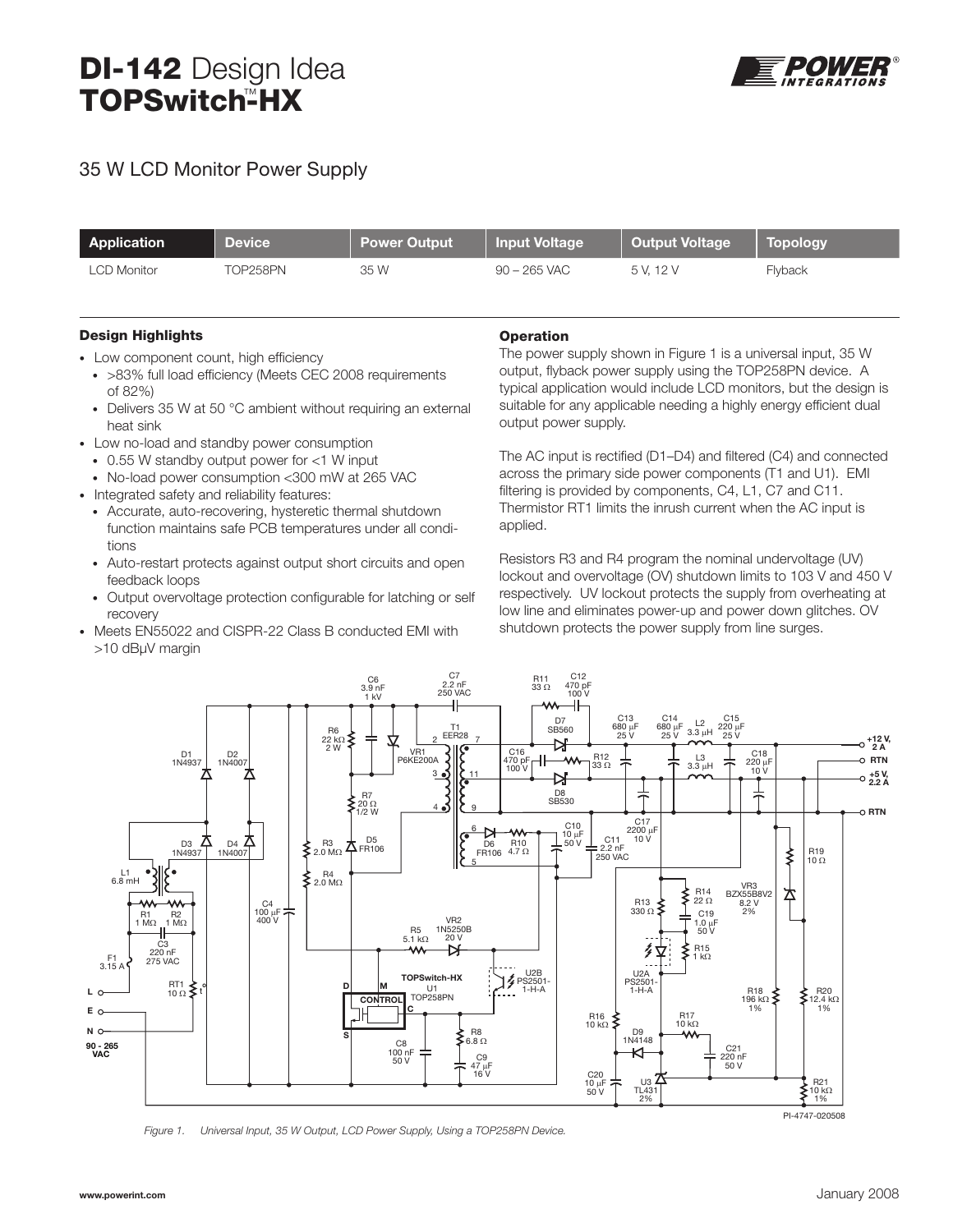# DI-142 Design Idea
# TOPSwitch™-HX

## 35 W LCD Monitor Power Supply

| Application | Device | Power Output | Input Voltage | Output Voltage | Topology |
|---|---|---|---|---|---|
| LCD Monitor | TOP258PN | 35 W | 90 – 265 VAC | 5 V, 12 V | Flyback |

### Design Highlights

- Low component count, high efficiency
  - >83% full load efficiency (Meets CEC 2008 requirements of 82%)
  - Delivers 35 W at 50 °C ambient without requiring an external heat sink
- Low no-load and standby power consumption
  - 0.55 W standby output power for <1 W input
  - No-load power consumption <300 mW at 265 VAC
- Integrated safety and reliability features:
  - Accurate, auto-recovering, hysteretic thermal shutdown function maintains safe PCB temperatures under all conditions
  - Auto-restart protects against output short circuits and open feedback loops
  - Output overvoltage protection configurable for latching or self recovery
- Meets EN55022 and CISPR-22 Class B conducted EMI with >10 dBμV margin

### Operation

The power supply shown in Figure 1 is a universal input, 35 W output, flyback power supply using the TOP258PN device. A typical application would include LCD monitors, but the design is suitable for any applicable needing a highly energy efficient dual output power supply.

The AC input is rectified (D1–D4) and filtered (C4) and connected across the primary side power components (T1 and U1). EMI filtering is provided by components, C4, L1, C7 and C11. Thermistor RT1 limits the inrush current when the AC input is applied.

Resistors R3 and R4 program the nominal undervoltage (UV) lockout and overvoltage (OV) shutdown limits to 103 V and 450 V respectively. UV lockout protects the supply from overheating at low line and eliminates power-up and power down glitches. OV shutdown protects the power supply from line surges.

*Figure 1. Universal Input, 35 W Output, LCD Power Supply, Using a TOP258PN Device.*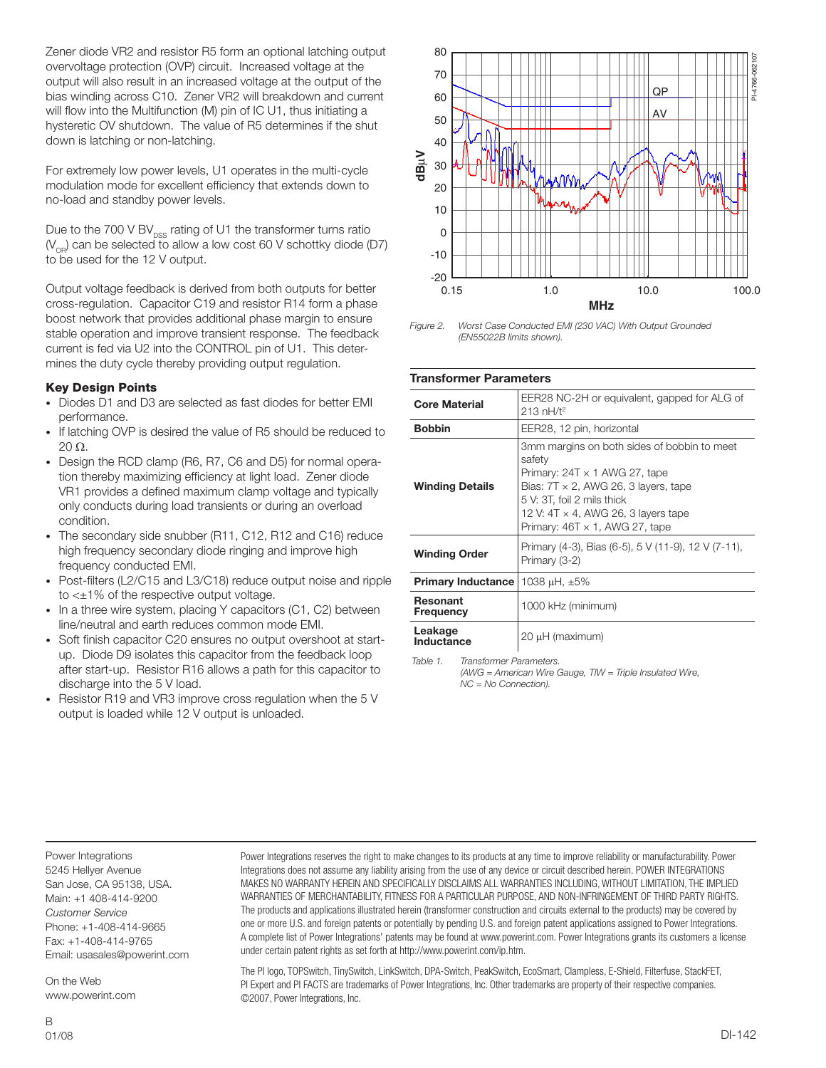Zener diode VR2 and resistor R5 form an optional latching output overvoltage protection (OVP) circuit. Increased voltage at the output will also result in an increased voltage at the output of the bias winding across C10. Zener VR2 will breakdown and current will flow into the Multifunction (M) pin of IC U1, thus initiating a hysteretic OV shutdown. The value of R5 determines if the shut down is latching or non-latching.

For extremely low power levels, U1 operates in the multi-cycle modulation mode for excellent efficiency that extends down to no-load and standby power levels.

Due to the 700 V $BV_{DSS}$ rating of U1 the transformer turns ratio ($V_{OR}$) can be selected to allow a low cost 60 V schottky diode (D7) to be used for the 12 V output.

Output voltage feedback is derived from both outputs for better cross-regulation. Capacitor C19 and resistor R14 form a phase boost network that provides additional phase margin to ensure stable operation and improve transient response. The feedback current is fed via U2 into the CONTROL pin of U1. This determines the duty cycle thereby providing output regulation.

### Key Design Points

- Diodes D1 and D3 are selected as fast diodes for better EMI performance.
- If latching OVP is desired the value of R5 should be reduced to 20 Ω.
- Design the RCD clamp (R6, R7, C6 and D5) for normal operation thereby maximizing efficiency at light load. Zener diode VR1 provides a defined maximum clamp voltage and typically only conducts during load transients or during an overload condition.
- The secondary side snubber (R11, C12, R12 and C16) reduce high frequency secondary diode ringing and improve high frequency conducted EMI.
- Post-filters (L2/C15 and L3/C18) reduce output noise and ripple to <±1% of the respective output voltage.
- In a three wire system, placing Y capacitors (C1, C2) between line/neutral and earth reduces common mode EMI.
- Soft finish capacitor C20 ensures no output overshoot at start-up. Diode D9 isolates this capacitor from the feedback loop after start-up. Resistor R16 allows a path for this capacitor to discharge into the 5 V load.
- Resistor R19 and VR3 improve cross regulation when the 5 V output is loaded while 12 V output is unloaded.

80
70
60
50
40
30
20
10
0
-10
-20
dBµV
0.15
1.0
10.0
100.0
MHz
QP
AV
PI-4766-062107

*Figure 2. Worst Case Conducted EMI (230 VAC) With Output Grounded (EN55022B limits shown).*

| Transformer Parameters | |
|---|---|
| **Core Material** | EER28 NC-2H or equivalent, gapped for ALG of 213 nH/t² |
| **Bobbin** | EER28, 12 pin, horizontal |
| **Winding Details** | 3mm margins on both sides of bobbin to meet safety<br>Primary: 24T × 1 AWG 27, tape<br>Bias: 7T × 2, AWG 26, 3 layers, tape<br>5 V: 3T, foil 2 mils thick<br>12 V: 4T × 4, AWG 26, 3 layers tape<br>Primary: 46T × 1, AWG 27, tape |
| **Winding Order** | Primary (4-3), Bias (6-5), 5 V (11-9), 12 V (7-11), Primary (3-2) |
| **Primary Inductance** | 1038 µH, ±5% |
| **Resonant Frequency** | 1000 kHz (minimum) |
| **Leakage Inductance** | 20 µH (maximum) |

*Table 1. Transformer Parameters. (AWG = American Wire Gauge, TIW = Triple Insulated Wire, NC = No Connection).*

Power Integrations
5245 Hellyer Avenue
San Jose, CA 95138, USA.
Main: +1 408-414-9200
*Customer Service*
Phone: +1-408-414-9665
Fax: +1-408-414-9765
Email: usasales@powerint.com

On the Web
www.powerint.com

Power Integrations reserves the right to make changes to its products at any time to improve reliability or manufacturability. Power Integrations does not assume any liability arising from the use of any device or circuit described herein. POWER INTEGRATIONS MAKES NO WARRANTY HEREIN AND SPECIFICALLY DISCLAIMS ALL WARRANTIES INCLUDING, WITHOUT LIMITATION, THE IMPLIED WARRANTIES OF MERCHANTABILITY, FITNESS FOR A PARTICULAR PURPOSE, AND NON-INFRINGEMENT OF THIRD PARTY RIGHTS. The products and applications illustrated herein (transformer construction and circuits external to the products) may be covered by one or more U.S. and foreign patents or potentially by pending U.S. and foreign patent applications assigned to Power Integrations. A complete list of Power Integrations' patents may be found at www.powerint.com. Power Integrations grants its customers a license under certain patent rights as set forth at http://www.powerint.com/ip.htm.

The PI logo, TOPSwitch, TinySwitch, LinkSwitch, DPA-Switch, PeakSwitch, EcoSmart, Clampless, E-Shield, Filterfuse, StackFET, PI Expert and PI FACTS are trademarks of Power Integrations, Inc. Other trademarks are property of their respective companies. ©2007, Power Integrations, Inc.

B
01/08